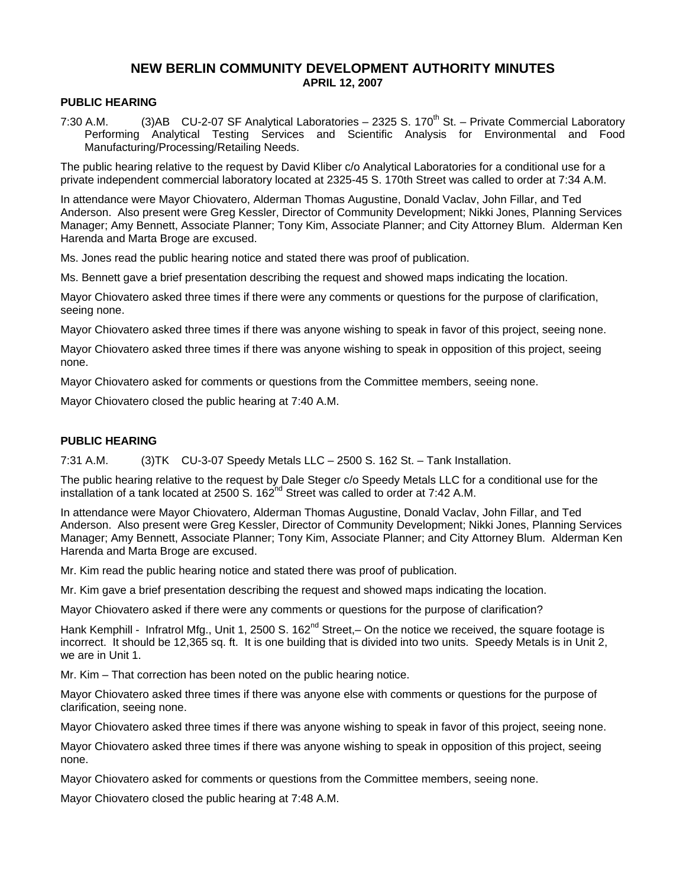# NEW BERLIN COMMUNITY DEVELOPMENT AUTHORITY MINUTES
## APRIL 12, 2007

### PUBLIC HEARING

7:30 A.M. (3)AB CU-2-07 SF Analytical Laboratories – 2325 S. 170th St. – Private Commercial Laboratory Performing Analytical Testing Services and Scientific Analysis for Environmental and Food Manufacturing/Processing/Retailing Needs.

The public hearing relative to the request by David Kliber c/o Analytical Laboratories for a conditional use for a private independent commercial laboratory located at 2325-45 S. 170th Street was called to order at 7:34 A.M.

In attendance were Mayor Chiovatero, Alderman Thomas Augustine, Donald Vaclav, John Fillar, and Ted Anderson. Also present were Greg Kessler, Director of Community Development; Nikki Jones, Planning Services Manager; Amy Bennett, Associate Planner; Tony Kim, Associate Planner; and City Attorney Blum. Alderman Ken Harenda and Marta Broge are excused.

Ms. Jones read the public hearing notice and stated there was proof of publication.

Ms. Bennett gave a brief presentation describing the request and showed maps indicating the location.

Mayor Chiovatero asked three times if there were any comments or questions for the purpose of clarification, seeing none.

Mayor Chiovatero asked three times if there was anyone wishing to speak in favor of this project, seeing none.

Mayor Chiovatero asked three times if there was anyone wishing to speak in opposition of this project, seeing none.

Mayor Chiovatero asked for comments or questions from the Committee members, seeing none.

Mayor Chiovatero closed the public hearing at 7:40 A.M.

### PUBLIC HEARING

7:31 A.M. (3)TK CU-3-07 Speedy Metals LLC – 2500 S. 162 St. – Tank Installation.

The public hearing relative to the request by Dale Steger c/o Speedy Metals LLC for a conditional use for the installation of a tank located at 2500 S. 162nd Street was called to order at 7:42 A.M.

In attendance were Mayor Chiovatero, Alderman Thomas Augustine, Donald Vaclav, John Fillar, and Ted Anderson. Also present were Greg Kessler, Director of Community Development; Nikki Jones, Planning Services Manager; Amy Bennett, Associate Planner; Tony Kim, Associate Planner; and City Attorney Blum. Alderman Ken Harenda and Marta Broge are excused.

Mr. Kim read the public hearing notice and stated there was proof of publication.

Mr. Kim gave a brief presentation describing the request and showed maps indicating the location.

Mayor Chiovatero asked if there were any comments or questions for the purpose of clarification?

Hank Kemphill - Infratrol Mfg., Unit 1, 2500 S. 162nd Street,– On the notice we received, the square footage is incorrect. It should be 12,365 sq. ft. It is one building that is divided into two units. Speedy Metals is in Unit 2, we are in Unit 1.

Mr. Kim – That correction has been noted on the public hearing notice.

Mayor Chiovatero asked three times if there was anyone else with comments or questions for the purpose of clarification, seeing none.

Mayor Chiovatero asked three times if there was anyone wishing to speak in favor of this project, seeing none.

Mayor Chiovatero asked three times if there was anyone wishing to speak in opposition of this project, seeing none.

Mayor Chiovatero asked for comments or questions from the Committee members, seeing none.

Mayor Chiovatero closed the public hearing at 7:48 A.M.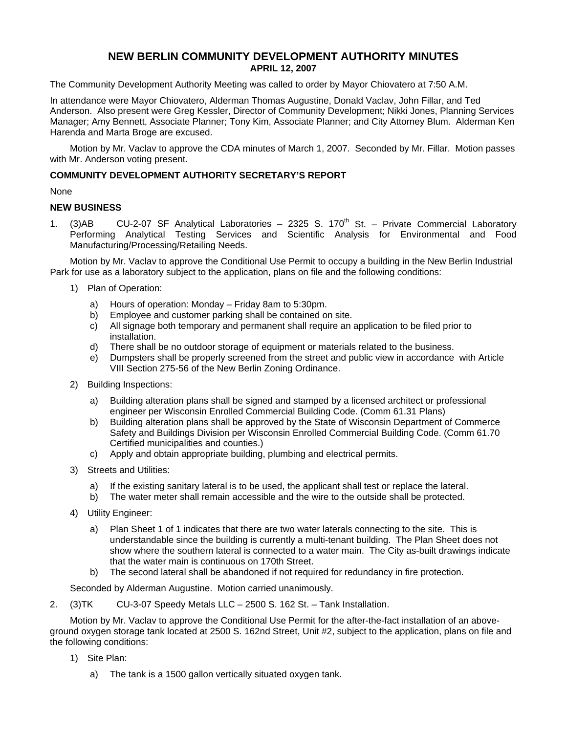# NEW BERLIN COMMUNITY DEVELOPMENT AUTHORITY MINUTES

**APRIL 12, 2007**

The Community Development Authority Meeting was called to order by Mayor Chiovatero at 7:50 A.M.

In attendance were Mayor Chiovatero, Alderman Thomas Augustine, Donald Vaclav, John Fillar, and Ted Anderson. Also present were Greg Kessler, Director of Community Development; Nikki Jones, Planning Services Manager; Amy Bennett, Associate Planner; Tony Kim, Associate Planner; and City Attorney Blum. Alderman Ken Harenda and Marta Broge are excused.

Motion by Mr. Vaclav to approve the CDA minutes of March 1, 2007. Seconded by Mr. Fillar. Motion passes with Mr. Anderson voting present.

**COMMUNITY DEVELOPMENT AUTHORITY SECRETARY'S REPORT**

None

**NEW BUSINESS**

1. (3)AB CU-2-07 SF Analytical Laboratories – 2325 S. 170th St. – Private Commercial Laboratory Performing Analytical Testing Services and Scientific Analysis for Environmental and Food Manufacturing/Processing/Retailing Needs.

Motion by Mr. Vaclav to approve the Conditional Use Permit to occupy a building in the New Berlin Industrial Park for use as a laboratory subject to the application, plans on file and the following conditions:

1) Plan of Operation:
   a) Hours of operation: Monday – Friday 8am to 5:30pm.
   b) Employee and customer parking shall be contained on site.
   c) All signage both temporary and permanent shall require an application to be filed prior to installation.
   d) There shall be no outdoor storage of equipment or materials related to the business.
   e) Dumpsters shall be properly screened from the street and public view in accordance with Article VIII Section 275-56 of the New Berlin Zoning Ordinance.

2) Building Inspections:
   a) Building alteration plans shall be signed and stamped by a licensed architect or professional engineer per Wisconsin Enrolled Commercial Building Code. (Comm 61.31 Plans)
   b) Building alteration plans shall be approved by the State of Wisconsin Department of Commerce Safety and Buildings Division per Wisconsin Enrolled Commercial Building Code. (Comm 61.70 Certified municipalities and counties.)
   c) Apply and obtain appropriate building, plumbing and electrical permits.

3) Streets and Utilities:
   a) If the existing sanitary lateral is to be used, the applicant shall test or replace the lateral.
   b) The water meter shall remain accessible and the wire to the outside shall be protected.

4) Utility Engineer:
   a) Plan Sheet 1 of 1 indicates that there are two water laterals connecting to the site. This is understandable since the building is currently a multi-tenant building. The Plan Sheet does not show where the southern lateral is connected to a water main. The City as-built drawings indicate that the water main is continuous on 170th Street.
   b) The second lateral shall be abandoned if not required for redundancy in fire protection.

Seconded by Alderman Augustine. Motion carried unanimously.

2. (3)TK CU-3-07 Speedy Metals LLC – 2500 S. 162 St. – Tank Installation.

Motion by Mr. Vaclav to approve the Conditional Use Permit for the after-the-fact installation of an above-ground oxygen storage tank located at 2500 S. 162nd Street, Unit #2, subject to the application, plans on file and the following conditions:

1) Site Plan:
   a) The tank is a 1500 gallon vertically situated oxygen tank.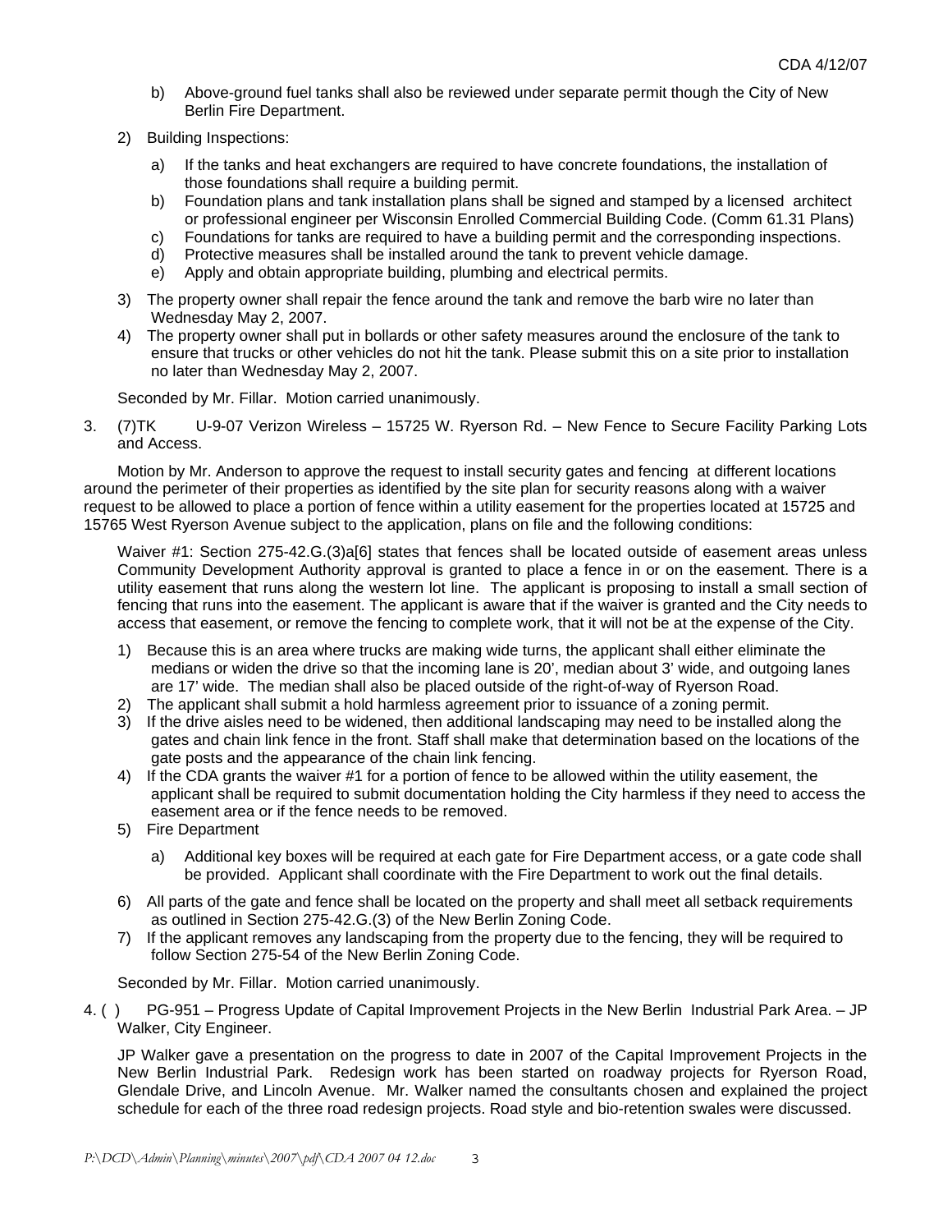b) Above-ground fuel tanks shall also be reviewed under separate permit though the City of New Berlin Fire Department.

2) Building Inspections:

   a) If the tanks and heat exchangers are required to have concrete foundations, the installation of those foundations shall require a building permit.
   b) Foundation plans and tank installation plans shall be signed and stamped by a licensed architect or professional engineer per Wisconsin Enrolled Commercial Building Code. (Comm 61.31 Plans)
   c) Foundations for tanks are required to have a building permit and the corresponding inspections.
   d) Protective measures shall be installed around the tank to prevent vehicle damage.
   e) Apply and obtain appropriate building, plumbing and electrical permits.

3) The property owner shall repair the fence around the tank and remove the barb wire no later than Wednesday May 2, 2007.
4) The property owner shall put in bollards or other safety measures around the enclosure of the tank to ensure that trucks or other vehicles do not hit the tank. Please submit this on a site prior to installation no later than Wednesday May 2, 2007.

Seconded by Mr. Fillar. Motion carried unanimously.

3. (7)TK U-9-07 Verizon Wireless – 15725 W. Ryerson Rd. – New Fence to Secure Facility Parking Lots and Access.

Motion by Mr. Anderson to approve the request to install security gates and fencing at different locations around the perimeter of their properties as identified by the site plan for security reasons along with a waiver request to be allowed to place a portion of fence within a utility easement for the properties located at 15725 and 15765 West Ryerson Avenue subject to the application, plans on file and the following conditions:

Waiver #1: Section 275-42.G.(3)a[6] states that fences shall be located outside of easement areas unless Community Development Authority approval is granted to place a fence in or on the easement. There is a utility easement that runs along the western lot line. The applicant is proposing to install a small section of fencing that runs into the easement. The applicant is aware that if the waiver is granted and the City needs to access that easement, or remove the fencing to complete work, that it will not be at the expense of the City.

1) Because this is an area where trucks are making wide turns, the applicant shall either eliminate the medians or widen the drive so that the incoming lane is 20', median about 3' wide, and outgoing lanes are 17' wide. The median shall also be placed outside of the right-of-way of Ryerson Road.
2) The applicant shall submit a hold harmless agreement prior to issuance of a zoning permit.
3) If the drive aisles need to be widened, then additional landscaping may need to be installed along the gates and chain link fence in the front. Staff shall make that determination based on the locations of the gate posts and the appearance of the chain link fencing.
4) If the CDA grants the waiver #1 for a portion of fence to be allowed within the utility easement, the applicant shall be required to submit documentation holding the City harmless if they need to access the easement area or if the fence needs to be removed.
5) Fire Department

   a) Additional key boxes will be required at each gate for Fire Department access, or a gate code shall be provided. Applicant shall coordinate with the Fire Department to work out the final details.

6) All parts of the gate and fence shall be located on the property and shall meet all setback requirements as outlined in Section 275-42.G.(3) of the New Berlin Zoning Code.
7) If the applicant removes any landscaping from the property due to the fencing, they will be required to follow Section 275-54 of the New Berlin Zoning Code.

Seconded by Mr. Fillar. Motion carried unanimously.

4. ( ) PG-951 – Progress Update of Capital Improvement Projects in the New Berlin Industrial Park Area. – JP Walker, City Engineer.

JP Walker gave a presentation on the progress to date in 2007 of the Capital Improvement Projects in the New Berlin Industrial Park. Redesign work has been started on roadway projects for Ryerson Road, Glendale Drive, and Lincoln Avenue. Mr. Walker named the consultants chosen and explained the project schedule for each of the three road redesign projects. Road style and bio-retention swales were discussed.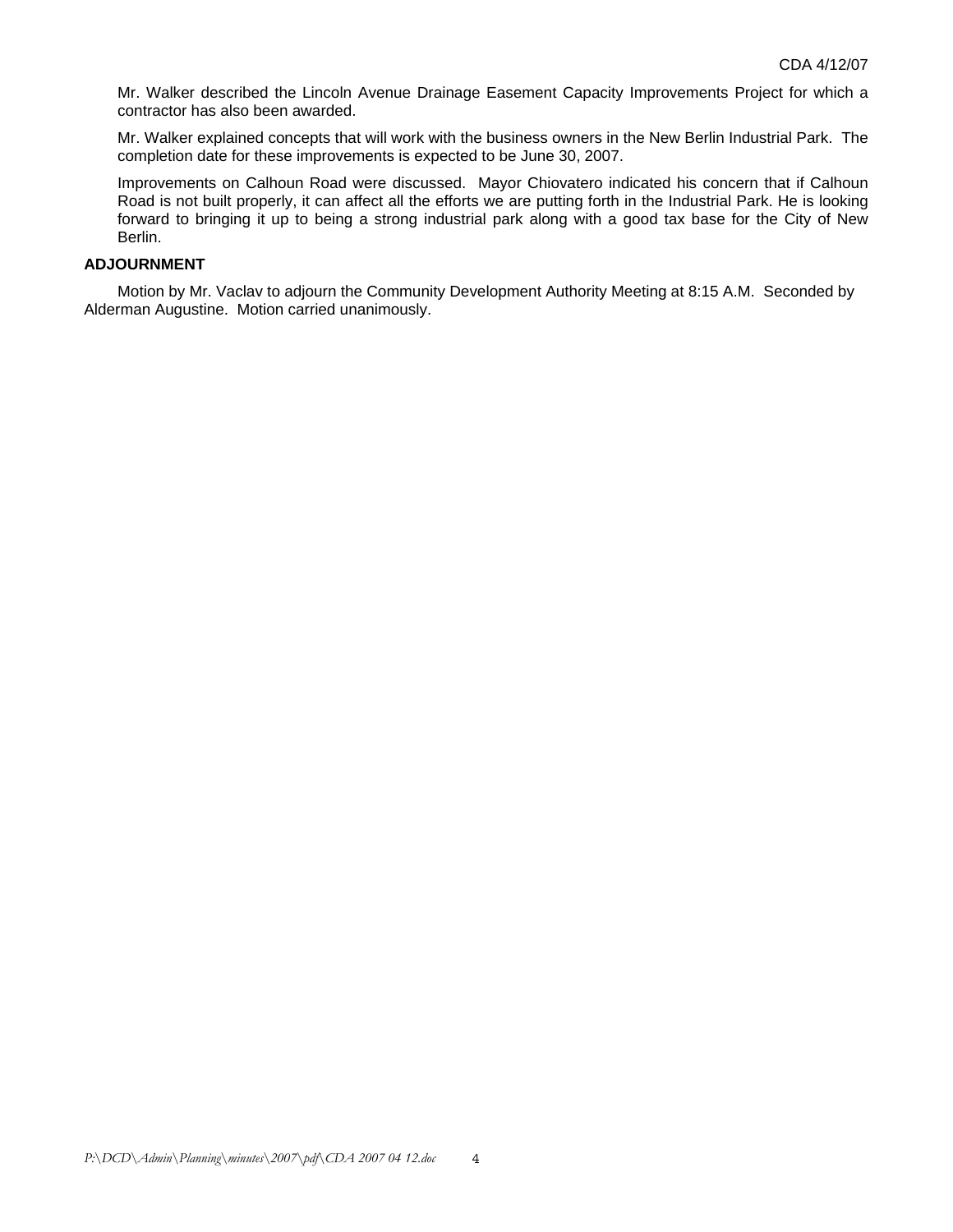Mr. Walker described the Lincoln Avenue Drainage Easement Capacity Improvements Project for which a contractor has also been awarded.

Mr. Walker explained concepts that will work with the business owners in the New Berlin Industrial Park. The completion date for these improvements is expected to be June 30, 2007.

Improvements on Calhoun Road were discussed. Mayor Chiovatero indicated his concern that if Calhoun Road is not built properly, it can affect all the efforts we are putting forth in the Industrial Park. He is looking forward to bringing it up to being a strong industrial park along with a good tax base for the City of New Berlin.

**ADJOURNMENT**

Motion by Mr. Vaclav to adjourn the Community Development Authority Meeting at 8:15 A.M. Seconded by Alderman Augustine. Motion carried unanimously.